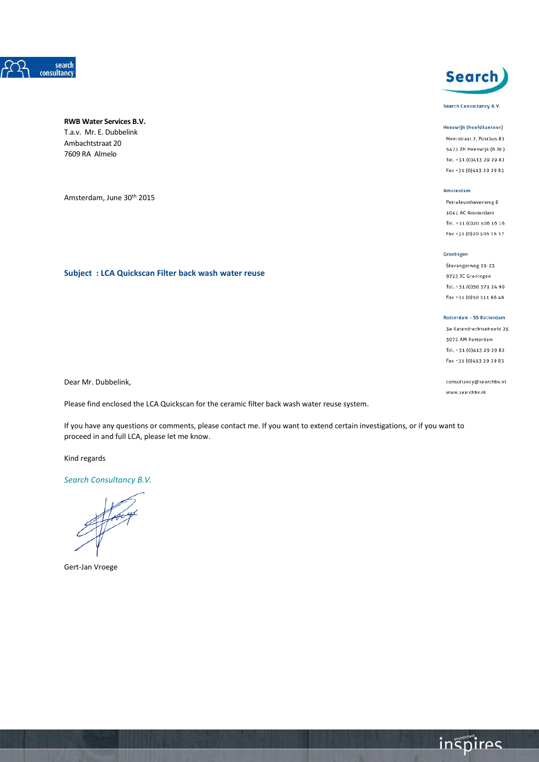**RWB Water Services B.V.**
T.a.v. Mr. E. Dubbelink
Ambachtstraat 20
7609 RA Almelo

Search Consultancy B.V.

**Heeswijk (hoofdkantoor)**
Meerstraat 7, Postbus 83
5473 ZH Heeswijk (N.Br.)
Tel. +31 (0)413 29 29 82
Fax +31 (0)413 29 29 83

**Amsterdam**
Petroleumhavenweg 8
1041 AC Amsterdam
Tel. +31 (0)20 506 16 16
Fax +31 (0)20 506 16 17

**Groningen**
Stavangerweg 21-23
9723 JC Groningen
Tel. +31 (0)50 571 24 90
Fax +31 (0)50 311 66 46

**Rotterdam - SS Rotterdam**
3e Katendrechtsehoofd 25
3072 AM Rotterdam
Tel. +31 (0)413 29 29 82
Fax +31 (0)413 29 29 83

consultancy@searchbv.nl
www.searchbv.nl

Amsterdam, June 30th 2015

**Subject : LCA Quickscan Filter back wash water reuse**

Dear Mr. Dubbelink,

Please find enclosed the LCA Quickscan for the ceramic filter back wash water reuse system.

If you have any questions or comments, please contact me. If you want to extend certain investigations, or if you want to proceed in and full LCA, please let me know.

Kind regards

*Search Consultancy B.V.*

Gert-Jan Vroege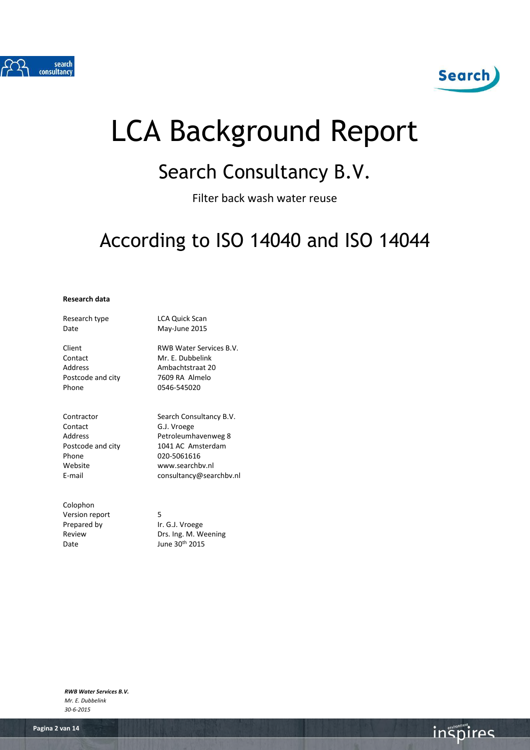# LCA Background Report

## Search Consultancy B.V.

Filter back wash water reuse

## According to ISO 14040 and ISO 14044

**Research data**

| | |
|---|---|
| Research type | LCA Quick Scan |
| Date | May-June 2015 |
| | |
| Client | RWB Water Services B.V. |
| Contact | Mr. E. Dubbelink |
| Address | Ambachtstraat 20 |
| Postcode and city | 7609 RA Almelo |
| Phone | 0546-545020 |
| | |
| Contractor | Search Consultancy B.V. |
| Contact | G.J. Vroege |
| Address | Petroleumhavenweg 8 |
| Postcode and city | 1041 AC Amsterdam |
| Phone | 020-5061616 |
| Website | www.searchbv.nl |
| E-mail | consultancy@searchbv.nl |
| | |
| Colophon | |
| Version report | 5 |
| Prepared by | Ir. G.J. Vroege |
| Review | Drs. Ing. M. Weening |
| Date | June 30th 2015 |

***RWB Water Services B.V.***
*Mr. E. Dubbelink*
*30-6-2015*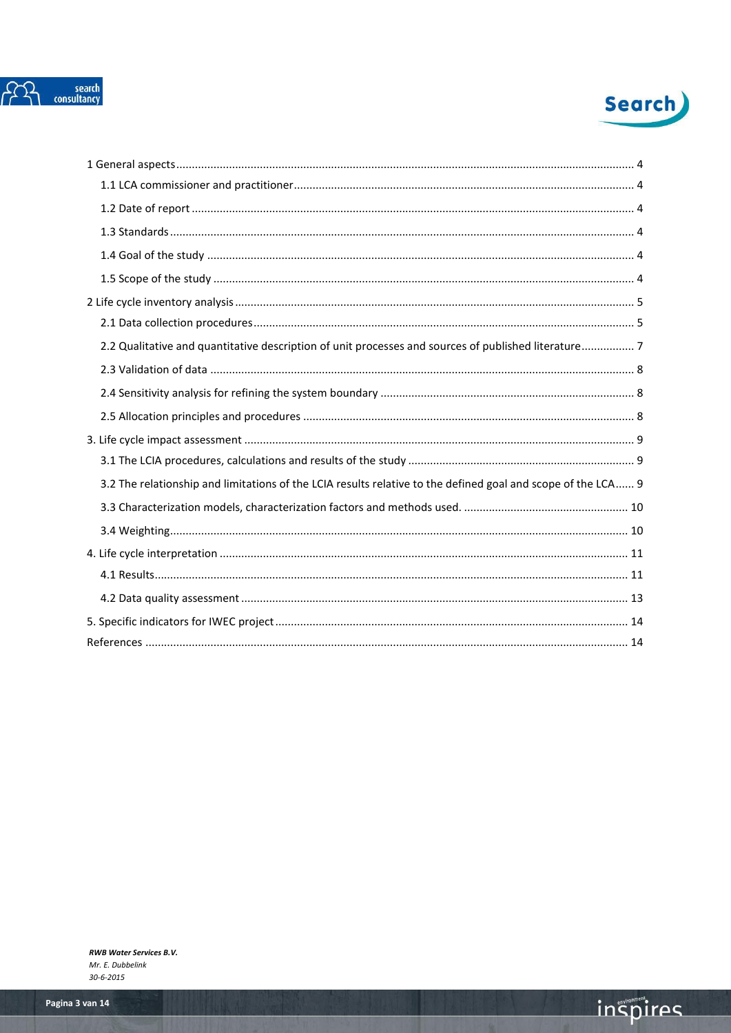1 General aspects .......... 4

1.1 LCA commissioner and practitioner .......... 4

1.2 Date of report .......... 4

1.3 Standards .......... 4

1.4 Goal of the study .......... 4

1.5 Scope of the study .......... 4

2 Life cycle inventory analysis .......... 5

2.1 Data collection procedures .......... 5

2.2 Qualitative and quantitative description of unit processes and sources of published literature .......... 7

2.3 Validation of data .......... 8

2.4 Sensitivity analysis for refining the system boundary .......... 8

2.5 Allocation principles and procedures .......... 8

3. Life cycle impact assessment .......... 9

3.1 The LCIA procedures, calculations and results of the study .......... 9

3.2 The relationship and limitations of the LCIA results relative to the defined goal and scope of the LCA .......... 9

3.3 Characterization models, characterization factors and methods used. .......... 10

3.4 Weighting .......... 10

4. Life cycle interpretation .......... 11

4.1 Results .......... 11

4.2 Data quality assessment .......... 13

5. Specific indicators for IWEC project .......... 14

References .......... 14

***RWB Water Services B.V.***
*Mr. E. Dubbelink*
*30-6-2015*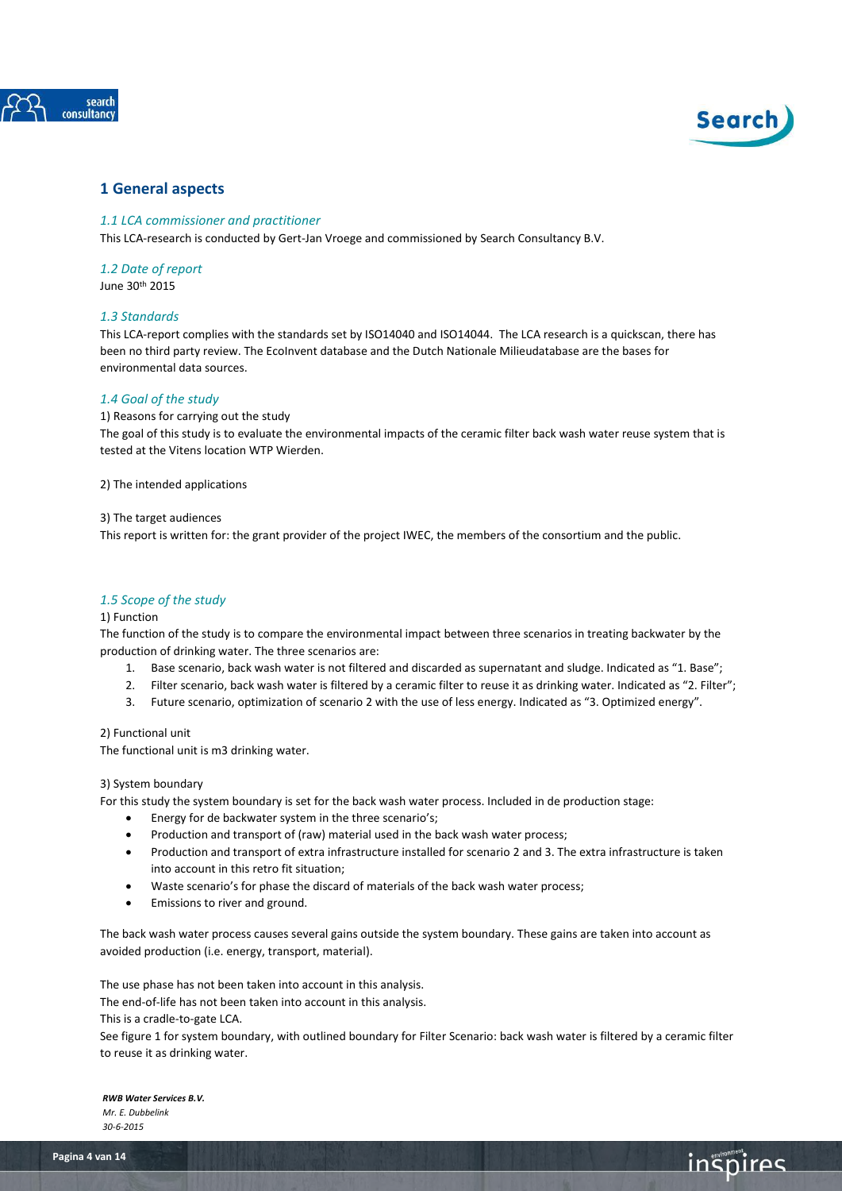# 1 General aspects

## *1.1 LCA commissioner and practitioner*

This LCA-research is conducted by Gert-Jan Vroege and commissioned by Search Consultancy B.V.

## *1.2 Date of report*

June 30th 2015

## *1.3 Standards*

This LCA-report complies with the standards set by ISO14040 and ISO14044. The LCA research is a quickscan, there has been no third party review. The EcoInvent database and the Dutch Nationale Milieudatabase are the bases for environmental data sources.

## *1.4 Goal of the study*

1) Reasons for carrying out the study

The goal of this study is to evaluate the environmental impacts of the ceramic filter back wash water reuse system that is tested at the Vitens location WTP Wierden.

2) The intended applications

3) The target audiences

This report is written for: the grant provider of the project IWEC, the members of the consortium and the public.

## *1.5 Scope of the study*

1) Function

The function of the study is to compare the environmental impact between three scenarios in treating backwater by the production of drinking water. The three scenarios are:

1. Base scenario, back wash water is not filtered and discarded as supernatant and sludge. Indicated as "1. Base";
2. Filter scenario, back wash water is filtered by a ceramic filter to reuse it as drinking water. Indicated as "2. Filter";
3. Future scenario, optimization of scenario 2 with the use of less energy. Indicated as "3. Optimized energy".

2) Functional unit

The functional unit is m3 drinking water.

3) System boundary

For this study the system boundary is set for the back wash water process. Included in de production stage:

- Energy for de backwater system in the three scenario's;
- Production and transport of (raw) material used in the back wash water process;
- Production and transport of extra infrastructure installed for scenario 2 and 3. The extra infrastructure is taken into account in this retro fit situation;
- Waste scenario's for phase the discard of materials of the back wash water process;
- Emissions to river and ground.

The back wash water process causes several gains outside the system boundary. These gains are taken into account as avoided production (i.e. energy, transport, material).

The use phase has not been taken into account in this analysis.
The end-of-life has not been taken into account in this analysis.
This is a cradle-to-gate LCA.
See figure 1 for system boundary, with outlined boundary for Filter Scenario: back wash water is filtered by a ceramic filter to reuse it as drinking water.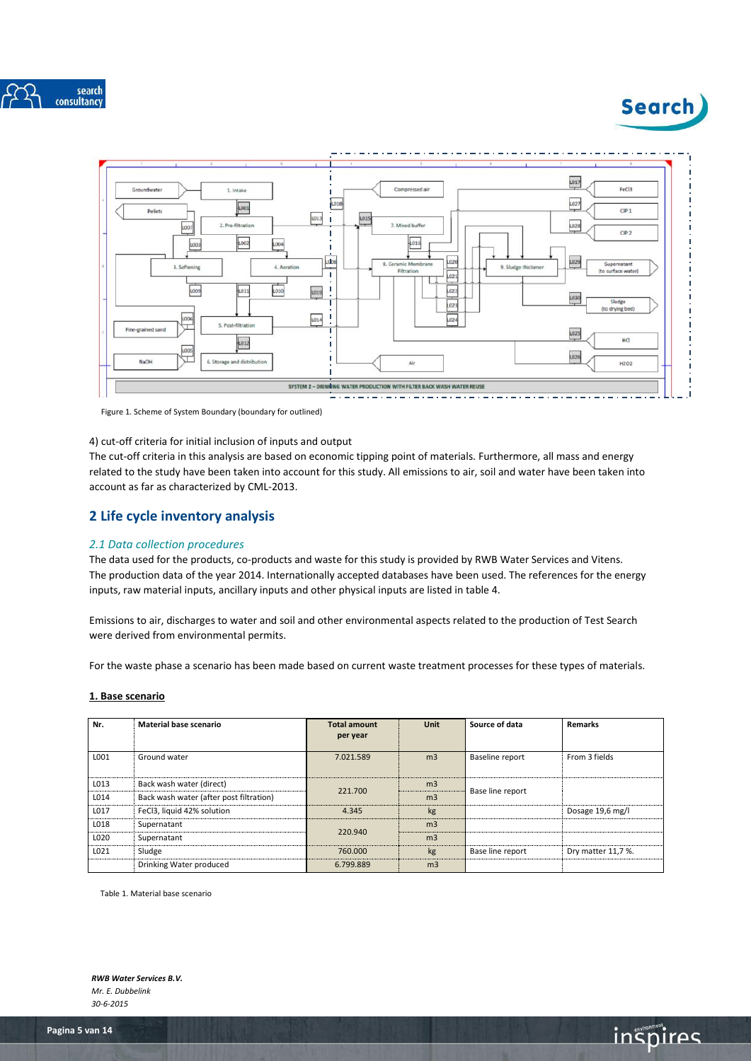Figure 1. Scheme of System Boundary (boundary for outlined)

4) cut-off criteria for initial inclusion of inputs and output

The cut-off criteria in this analysis are based on economic tipping point of materials. Furthermore, all mass and energy related to the study have been taken into account for this study. All emissions to air, soil and water have been taken into account as far as characterized by CML-2013.

## 2 Life cycle inventory analysis

### *2.1 Data collection procedures*

The data used for the products, co-products and waste for this study is provided by RWB Water Services and Vitens. The production data of the year 2014. Internationally accepted databases have been used. The references for the energy inputs, raw material inputs, ancillary inputs and other physical inputs are listed in table 4.

Emissions to air, discharges to water and soil and other environmental aspects related to the production of Test Search were derived from environmental permits.

For the waste phase a scenario has been made based on current waste treatment processes for these types of materials.

**1. Base scenario**

| Nr. | Material base scenario | Total amount per year | Unit | Source of data | Remarks |
|---|---|---|---|---|---|
| L001 | Ground water | 7.021.589 | m3 | Baseline report | From 3 fields |
| L013 | Back wash water (direct) | 221.700 | m3 | Base line report | |
| L014 | Back wash water (after post filtration) | | m3 | | |
| L017 | FeCl3, liquid 42% solution | 4.345 | kg | | Dosage 19,6 mg/l |
| L018 | Supernatant | 220.940 | m3 | | |
| L020 | Supernatant | | m3 | | |
| L021 | Sludge | 760.000 | kg | Base line report | Dry matter 11,7 %. |
| | Drinking Water produced | 6.799.889 | m3 | | |

Table 1. Material base scenario

*RWB Water Services B.V.*
*Mr. E. Dubbelink*
*30-6-2015*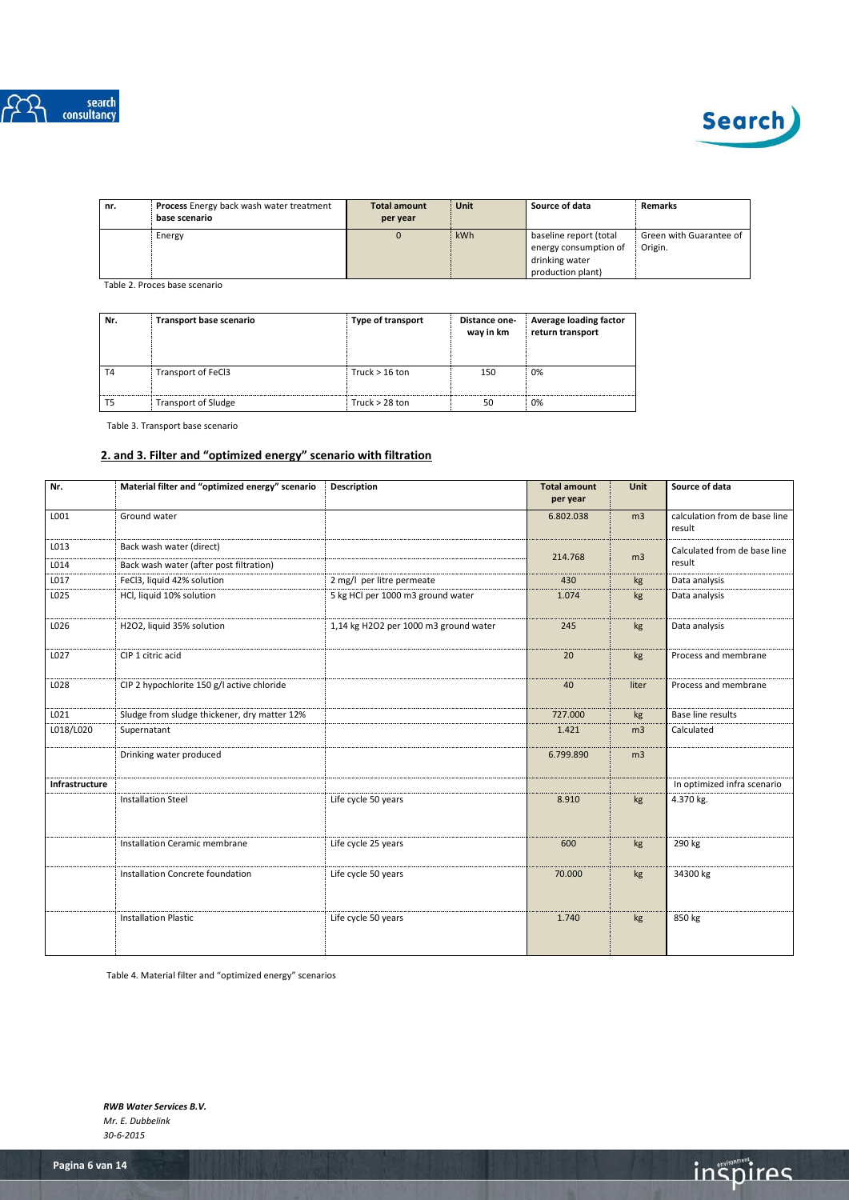| nr. | **Process** Energy back wash water treatment **base scenario** | **Total amount per year** | **Unit** | **Source of data** | **Remarks** |
|---|---|---|---|---|---|
| | Energy | 0 | kWh | baseline report (total energy consumption of drinking water production plant) | Green with Guarantee of Origin. |

Table 2. Proces base scenario

| **Nr.** | **Transport base scenario** | **Type of transport** | **Distance one-way in km** | **Average loading factor return transport** |
|---|---|---|---|---|
| T4 | Transport of $FeCl_3$ | Truck > 16 ton | 150 | 0% |
| T5 | Transport of Sludge | Truck > 28 ton | 50 | 0% |

Table 3. Transport base scenario

## 2. and 3. Filter and "optimized energy" scenario with filtration

| **Nr.** | **Material filter and "optimized energy" scenario** | **Description** | **Total amount per year** | **Unit** | **Source of data** |
|---|---|---|---|---|---|
| L001 | Ground water | | 6.802.038 | m3 | calculation from de base line result |
| L013 | Back wash water (direct) | | 214.768 | m3 | Calculated from de base line result |
| L014 | Back wash water (after post filtration) | | | | |
| L017 | $FeCl_3$, liquid 42% solution | 2 mg/l per litre permeate | 430 | kg | Data analysis |
| L025 | HCl, liquid 10% solution | 5 kg HCl per 1000 m3 ground water | 1.074 | kg | Data analysis |
| L026 | $H_2O_2$, liquid 35% solution | 1,14 kg $H_2O_2$ per 1000 m3 ground water | 245 | kg | Data analysis |
| L027 | CIP 1 citric acid | | 20 | kg | Process and membrane |
| L028 | CIP 2 hypochlorite 150 g/l active chloride | | 40 | liter | Process and membrane |
| L021 | Sludge from sludge thickener, dry matter 12% | | 727.000 | kg | Base line results |
| L018/L020 | Supernatant | | 1.421 | m3 | Calculated |
| | Drinking water produced | | 6.799.890 | m3 | |
| **Infrastructure** | | | | | In optimized infra scenario |
| | Installation Steel | Life cycle 50 years | 8.910 | kg | 4.370 kg. |
| | Installation Ceramic membrane | Life cycle 25 years | 600 | kg | 290 kg |
| | Installation Concrete foundation | Life cycle 50 years | 70.000 | kg | 34300 kg |
| | Installation Plastic | Life cycle 50 years | 1.740 | kg | 850 kg |

Table 4. Material filter and "optimized energy" scenarios

*RWB Water Services B.V.*
*Mr. E. Dubbelink*
*30-6-2015*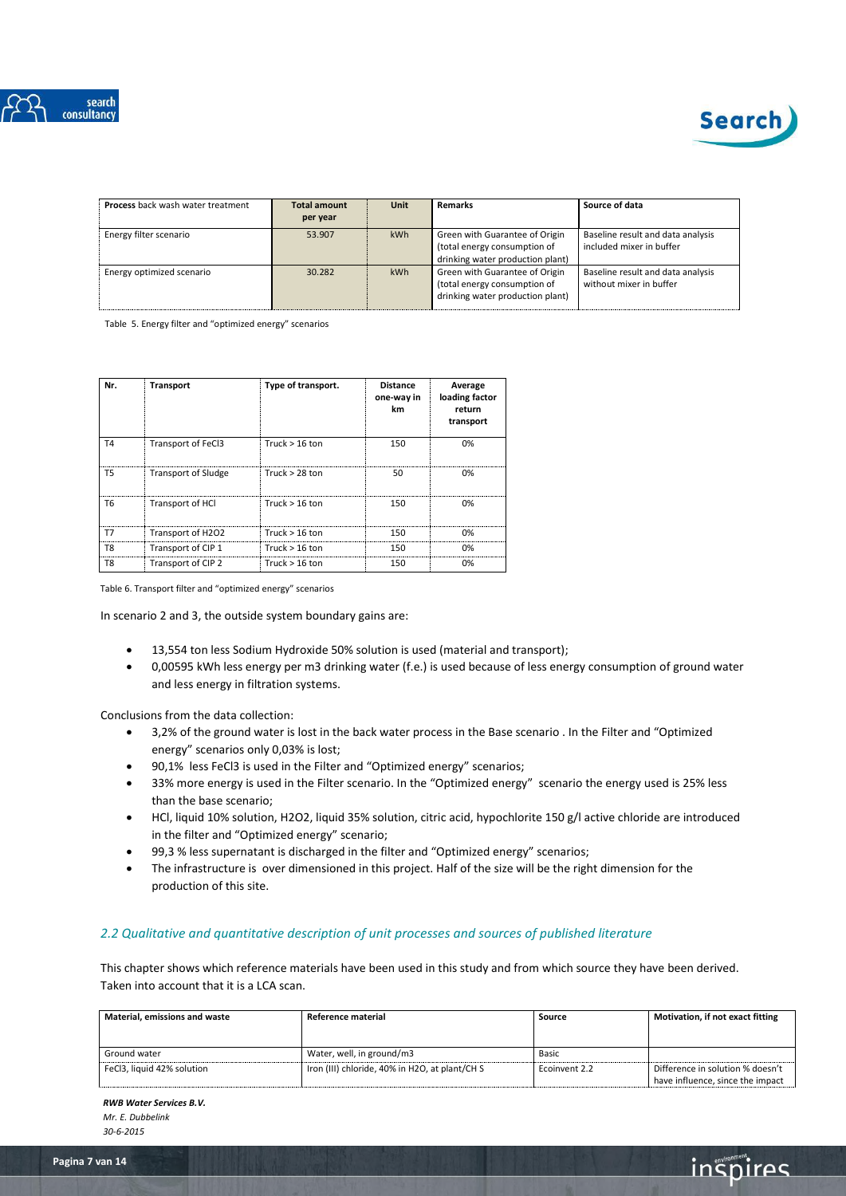| **Process** back wash water treatment | Total amount per year | Unit | Remarks | Source of data |
|---|---|---|---|---|
| Energy filter scenario | 53.907 | kWh | Green with Guarantee of Origin (total energy consumption of drinking water production plant) | Baseline result and data analysis included mixer in buffer |
| Energy optimized scenario | 30.282 | kWh | Green with Guarantee of Origin (total energy consumption of drinking water production plant) | Baseline result and data analysis without mixer in buffer |

Table 5. Energy filter and "optimized energy" scenarios

| Nr. | Transport | Type of transport. | Distance one-way in km | Average loading factor return transport |
|---|---|---|---|---|
| T4 | Transport of $FeCl_3$ | Truck > 16 ton | 150 | 0% |
| T5 | Transport of Sludge | Truck > 28 ton | 50 | 0% |
| T6 | Transport of HCl | Truck > 16 ton | 150 | 0% |
| T7 | Transport of $H_2O_2$ | Truck > 16 ton | 150 | 0% |
| T8 | Transport of CIP 1 | Truck > 16 ton | 150 | 0% |
| T8 | Transport of CIP 2 | Truck > 16 ton | 150 | 0% |

Table 6. Transport filter and "optimized energy" scenarios

In scenario 2 and 3, the outside system boundary gains are:

- 13,554 ton less Sodium Hydroxide 50% solution is used (material and transport);
- 0,00595 kWh less energy per m3 drinking water (f.e.) is used because of less energy consumption of ground water and less energy in filtration systems.

Conclusions from the data collection:

- 3,2% of the ground water is lost in the back water process in the Base scenario . In the Filter and "Optimized energy" scenarios only 0,03% is lost;
- 90,1% less $FeCl_3$ is used in the Filter and "Optimized energy" scenarios;
- 33% more energy is used in the Filter scenario. In the "Optimized energy" scenario the energy used is 25% less than the base scenario;
- HCl, liquid 10% solution, $H_2O_2$, liquid 35% solution, citric acid, hypochlorite 150 g/l active chloride are introduced in the filter and "Optimized energy" scenario;
- 99,3 % less supernatant is discharged in the filter and "Optimized energy" scenarios;
- The infrastructure is over dimensioned in this project. Half of the size will be the right dimension for the production of this site.

## *2.2 Qualitative and quantitative description of unit processes and sources of published literature*

This chapter shows which reference materials have been used in this study and from which source they have been derived. Taken into account that it is a LCA scan.

| Material, emissions and waste | Reference material | Source | Motivation, if not exact fitting |
|---|---|---|---|
| Ground water | Water, well, in ground/m3 | Basic | |
| $FeCl_3$, liquid 42% solution | Iron (III) chloride, 40% in H2O, at plant/CH S | Ecoinvent 2.2 | Difference in solution % doesn't have influence, since the impact |

***RWB Water Services B.V.***
*Mr. E. Dubbelink*
*30-6-2015*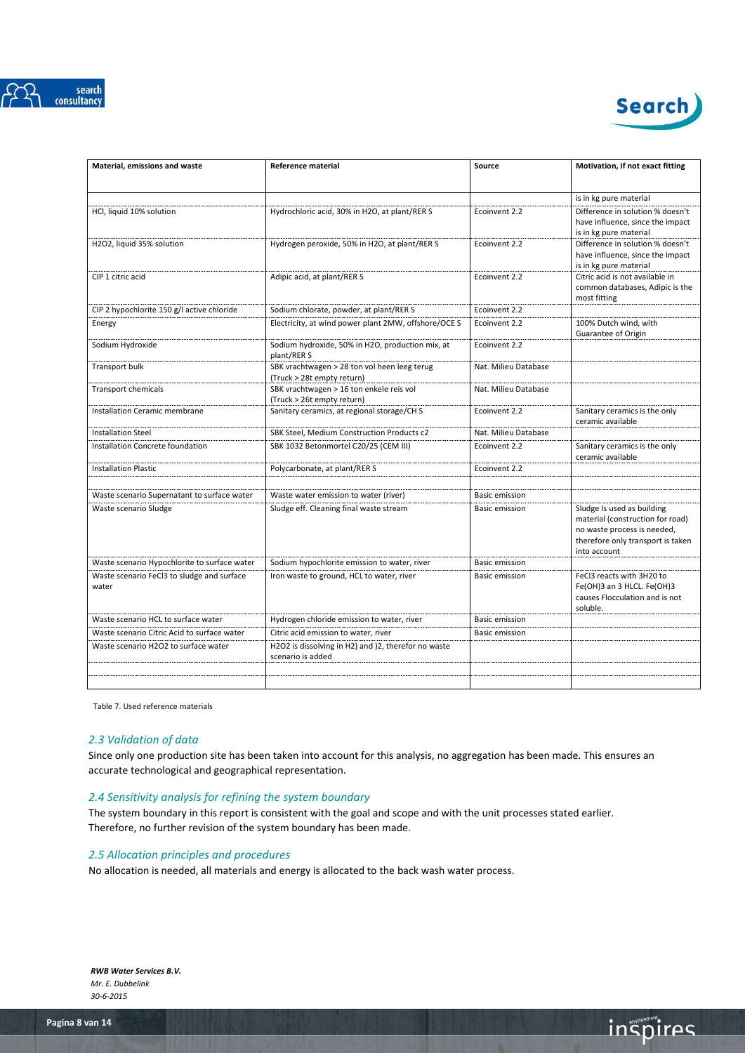| Material, emissions and waste | Reference material | Source | Motivation, if not exact fitting |
|---|---|---|---|
| | | | is in kg pure material |
| HCl, liquid 10% solution | Hydrochloric acid, 30% in H2O, at plant/RER S | Ecoinvent 2.2 | Difference in solution % doesn't have influence, since the impact is in kg pure material |
| H2O2, liquid 35% solution | Hydrogen peroxide, 50% in H2O, at plant/RER S | Ecoinvent 2.2 | Difference in solution % doesn't have influence, since the impact is in kg pure material |
| CIP 1 citric acid | Adipic acid, at plant/RER S | Ecoinvent 2.2 | Citric acid is not available in common databases, Adipic is the most fitting |
| CIP 2 hypochlorite 150 g/l active chloride | Sodium chlorate, powder, at plant/RER S | Ecoinvent 2.2 | |
| Energy | Electricity, at wind power plant 2MW, offshore/OCE S | Ecoinvent 2.2 | 100% Dutch wind, with Guarantee of Origin |
| Sodium Hydroxide | Sodium hydroxide, 50% in H2O, production mix, at plant/RER S | Ecoinvent 2.2 | |
| Transport bulk | SBK vrachtwagen > 28 ton vol heen leeg terug (Truck > 28t empty return) | Nat. Milieu Database | |
| Transport chemicals | SBK vrachtwagen > 16 ton enkele reis vol (Truck > 26t empty return) | Nat. Milieu Database | |
| Installation Ceramic membrane | Sanitary ceramics, at regional storage/CH S | Ecoinvent 2.2 | Sanitary ceramics is the only ceramic available |
| Installation Steel | SBK Steel, Medium Construction Products c2 | Nat. Milieu Database | |
| Installation Concrete foundation | SBK 1032 Betonmortel C20/25 (CEM III) | Ecoinvent 2.2 | Sanitary ceramics is the only ceramic available |
| Installation Plastic | Polycarbonate, at plant/RER S | Ecoinvent 2.2 | |
| | | | |
| Waste scenario Supernatant to surface water | Waste water emission to water (river) | Basic emission | |
| Waste scenario Sludge | Sludge eff. Cleaning final waste stream | Basic emission | Sludge Is used as building material (construction for road) no waste process is needed, therefore only transport is taken into account |
| Waste scenario Hypochlorite to surface water | Sodium hypochlorite emission to water, river | Basic emission | |
| Waste scenario FeCl3 to sludge and surface water | Iron waste to ground, HCL to water, river | Basic emission | FeCl3 reacts with 3H20 to Fe(OH)3 an 3 HLCL. Fe(OH)3 causes Flocculation and is not soluble. |
| Waste scenario HCL to surface water | Hydrogen chloride emission to water, river | Basic emission | |
| Waste scenario Citric Acid to surface water | Citric acid emission to water, river | Basic emission | |
| Waste scenario H2O2 to surface water | H2O2 is dissolving in H2) and )2, therefor no waste scenario is added | | |
| | | | |
| | | | |

Table 7. Used reference materials

## *2.3 Validation of data*

Since only one production site has been taken into account for this analysis, no aggregation has been made. This ensures an accurate technological and geographical representation.

## *2.4 Sensitivity analysis for refining the system boundary*

The system boundary in this report is consistent with the goal and scope and with the unit processes stated earlier. Therefore, no further revision of the system boundary has been made.

## *2.5 Allocation principles and procedures*

No allocation is needed, all materials and energy is allocated to the back wash water process.

***RWB Water Services B.V.***
*Mr. E. Dubbelink*
*30-6-2015*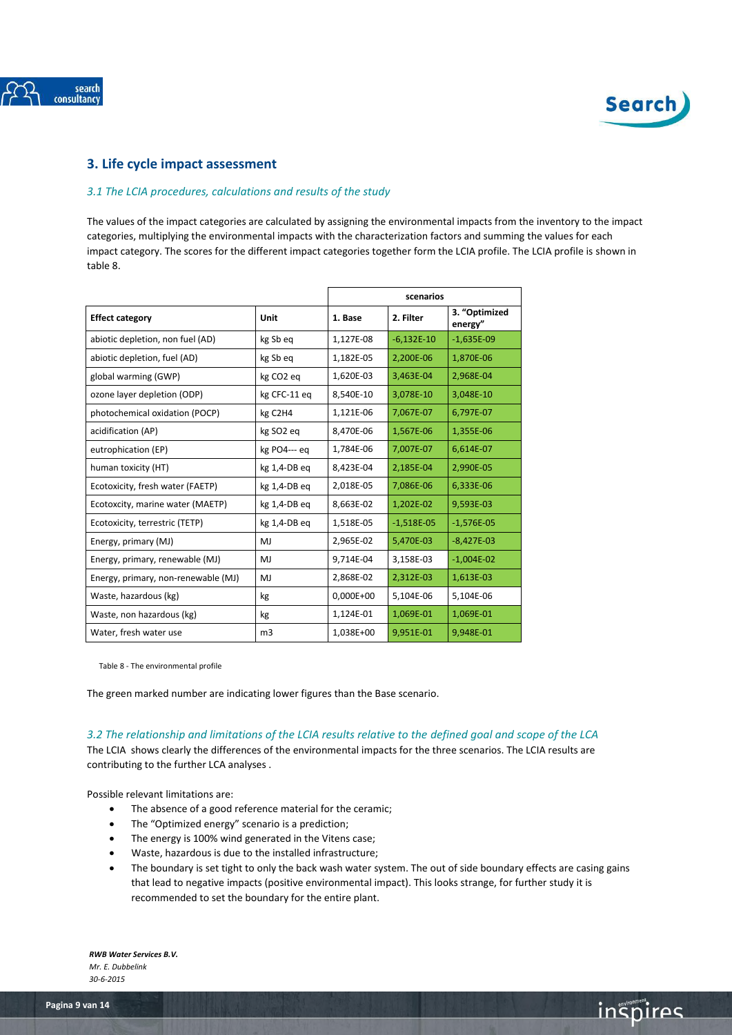## 3. Life cycle impact assessment

### *3.1 The LCIA procedures, calculations and results of the study*

The values of the impact categories are calculated by assigning the environmental impacts from the inventory to the impact categories, multiplying the environmental impacts with the characterization factors and summing the values for each impact category. The scores for the different impact categories together form the LCIA profile. The LCIA profile is shown in table 8.

| | | scenarios | | |
|---|---|---|---|---|
| **Effect category** | **Unit** | **1. Base** | **2. Filter** | **3. "Optimized energy"** |
| abiotic depletion, non fuel (AD) | kg Sb eq | 1,127E-08 | -6,132E-10 | -1,635E-09 |
| abiotic depletion, fuel (AD) | kg Sb eq | 1,182E-05 | 2,200E-06 | 1,870E-06 |
| global warming (GWP) | kg CO2 eq | 1,620E-03 | 3,463E-04 | 2,968E-04 |
| ozone layer depletion (ODP) | kg CFC-11 eq | 8,540E-10 | 3,078E-10 | 3,048E-10 |
| photochemical oxidation (POCP) | kg C2H4 | 1,121E-06 | 7,067E-07 | 6,797E-07 |
| acidification (AP) | kg SO2 eq | 8,470E-06 | 1,567E-06 | 1,355E-06 |
| eutrophication (EP) | kg PO4--- eq | 1,784E-06 | 7,007E-07 | 6,614E-07 |
| human toxicity (HT) | kg 1,4-DB eq | 8,423E-04 | 2,185E-04 | 2,990E-05 |
| Ecotoxicity, fresh water (FAETP) | kg 1,4-DB eq | 2,018E-05 | 7,086E-06 | 6,333E-06 |
| Ecotoxcity, marine water (MAETP) | kg 1,4-DB eq | 8,663E-02 | 1,202E-02 | 9,593E-03 |
| Ecotoxicity, terrestric (TETP) | kg 1,4-DB eq | 1,518E-05 | -1,518E-05 | -1,576E-05 |
| Energy, primary (MJ) | MJ | 2,965E-02 | 5,470E-03 | -8,427E-03 |
| Energy, primary, renewable (MJ) | MJ | 9,714E-04 | 3,158E-03 | -1,004E-02 |
| Energy, primary, non-renewable (MJ) | MJ | 2,868E-02 | 2,312E-03 | 1,613E-03 |
| Waste, hazardous (kg) | kg | 0,000E+00 | 5,104E-06 | 5,104E-06 |
| Waste, non hazardous (kg) | kg | 1,124E-01 | 1,069E-01 | 1,069E-01 |
| Water, fresh water use | m3 | 1,038E+00 | 9,951E-01 | 9,948E-01 |

Table 8 - The environmental profile

The green marked number are indicating lower figures than the Base scenario.

### *3.2 The relationship and limitations of the LCIA results relative to the defined goal and scope of the LCA*

The LCIA shows clearly the differences of the environmental impacts for the three scenarios. The LCIA results are contributing to the further LCA analyses .

Possible relevant limitations are:

- The absence of a good reference material for the ceramic;
- The "Optimized energy" scenario is a prediction;
- The energy is 100% wind generated in the Vitens case;
- Waste, hazardous is due to the installed infrastructure;
- The boundary is set tight to only the back wash water system. The out of side boundary effects are casing gains that lead to negative impacts (positive environmental impact). This looks strange, for further study it is recommended to set the boundary for the entire plant.

***RWB Water Services B.V.***
*Mr. E. Dubbelink*
*30-6-2015*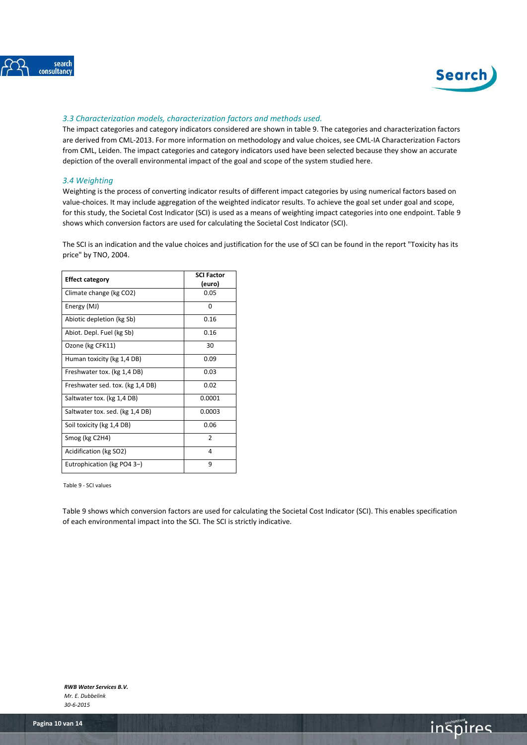### *3.3 Characterization models, characterization factors and methods used.*

The impact categories and category indicators considered are shown in table 9. The categories and characterization factors are derived from CML-2013. For more information on methodology and value choices, see CML-IA Characterization Factors from CML, Leiden. The impact categories and category indicators used have been selected because they show an accurate depiction of the overall environmental impact of the goal and scope of the system studied here.

### *3.4 Weighting*

Weighting is the process of converting indicator results of different impact categories by using numerical factors based on value-choices. It may include aggregation of the weighted indicator results. To achieve the goal set under goal and scope, for this study, the Societal Cost Indicator (SCI) is used as a means of weighting impact categories into one endpoint. Table 9 shows which conversion factors are used for calculating the Societal Cost Indicator (SCI).

The SCI is an indication and the value choices and justification for the use of SCI can be found in the report "Toxicity has its price" by TNO, 2004.

| Effect category | SCI Factor (euro) |
|---|---|
| Climate change (kg $CO_2$) | 0.05 |
| Energy (MJ) | 0 |
| Abiotic depletion (kg Sb) | 0.16 |
| Abiot. Depl. Fuel (kg Sb) | 0.16 |
| Ozone (kg CFK11) | 30 |
| Human toxicity (kg 1,4 DB) | 0.09 |
| Freshwater tox. (kg 1,4 DB) | 0.03 |
| Freshwater sed. tox. (kg 1,4 DB) | 0.02 |
| Saltwater tox. (kg 1,4 DB) | 0.0001 |
| Saltwater tox. sed. (kg 1,4 DB) | 0.0003 |
| Soil toxicity (kg 1,4 DB) | 0.06 |
| Smog (kg $C_2H_4$) | 2 |
| Acidification (kg $SO_2$) | 4 |
| Eutrophication (kg $PO_4^{3-}$) | 9 |

Table 9 - SCI values

Table 9 shows which conversion factors are used for calculating the Societal Cost Indicator (SCI). This enables specification of each environmental impact into the SCI. The SCI is strictly indicative.

*RWB Water Services B.V.*
*Mr. E. Dubbelink*
*30-6-2015*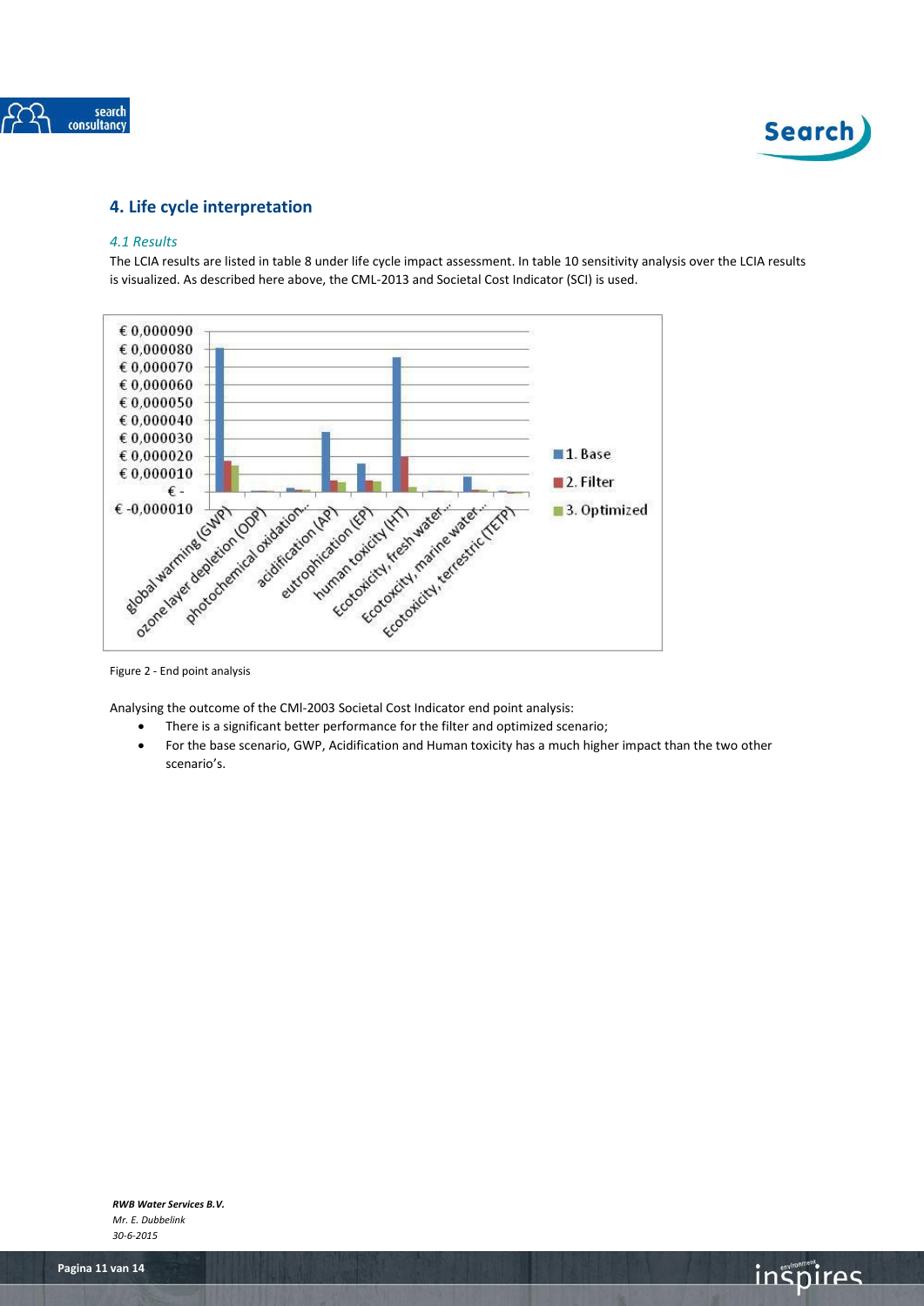## 4. Life cycle interpretation

### *4.1 Results*

The LCIA results are listed in table 8 under life cycle impact assessment. In table 10 sensitivity analysis over the LCIA results is visualized. As described here above, the CML-2013 and Societal Cost Indicator (SCI) is used.

Figure 2 - End point analysis

Analysing the outcome of the CMl-2003 Societal Cost Indicator end point analysis:

- There is a significant better performance for the filter and optimized scenario;
- For the base scenario, GWP, Acidification and Human toxicity has a much higher impact than the two other scenario's.

***RWB Water Services B.V.***
*Mr. E. Dubbelink*
*30-6-2015*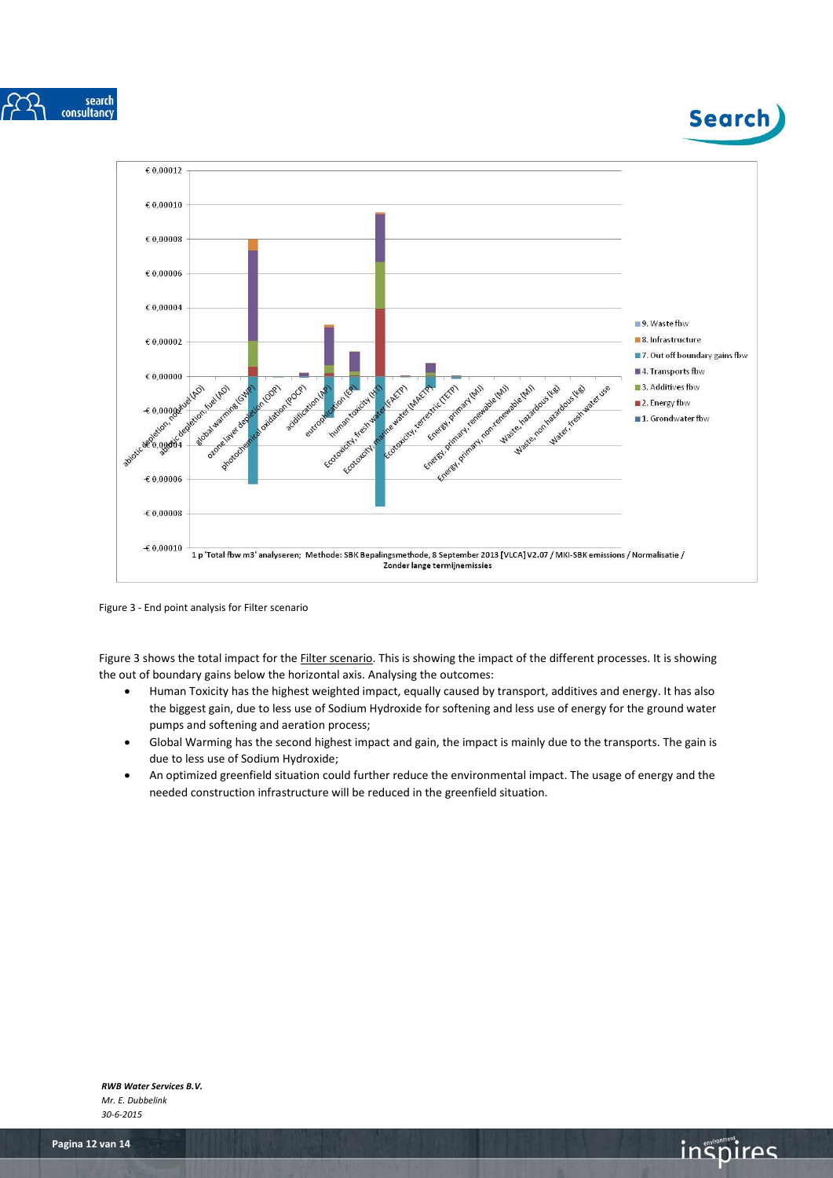Figure 3 - End point analysis for Filter scenario

Figure 3 shows the total impact for the Filter scenario. This is showing the impact of the different processes. It is showing the out of boundary gains below the horizontal axis. Analysing the outcomes:

- Human Toxicity has the highest weighted impact, equally caused by transport, additives and energy. It has also the biggest gain, due to less use of Sodium Hydroxide for softening and less use of energy for the ground water pumps and softening and aeration process;
- Global Warming has the second highest impact and gain, the impact is mainly due to the transports. The gain is due to less use of Sodium Hydroxide;
- An optimized greenfield situation could further reduce the environmental impact. The usage of energy and the needed construction infrastructure will be reduced in the greenfield situation.

*RWB Water Services B.V.*
*Mr. E. Dubbelink*
*30-6-2015*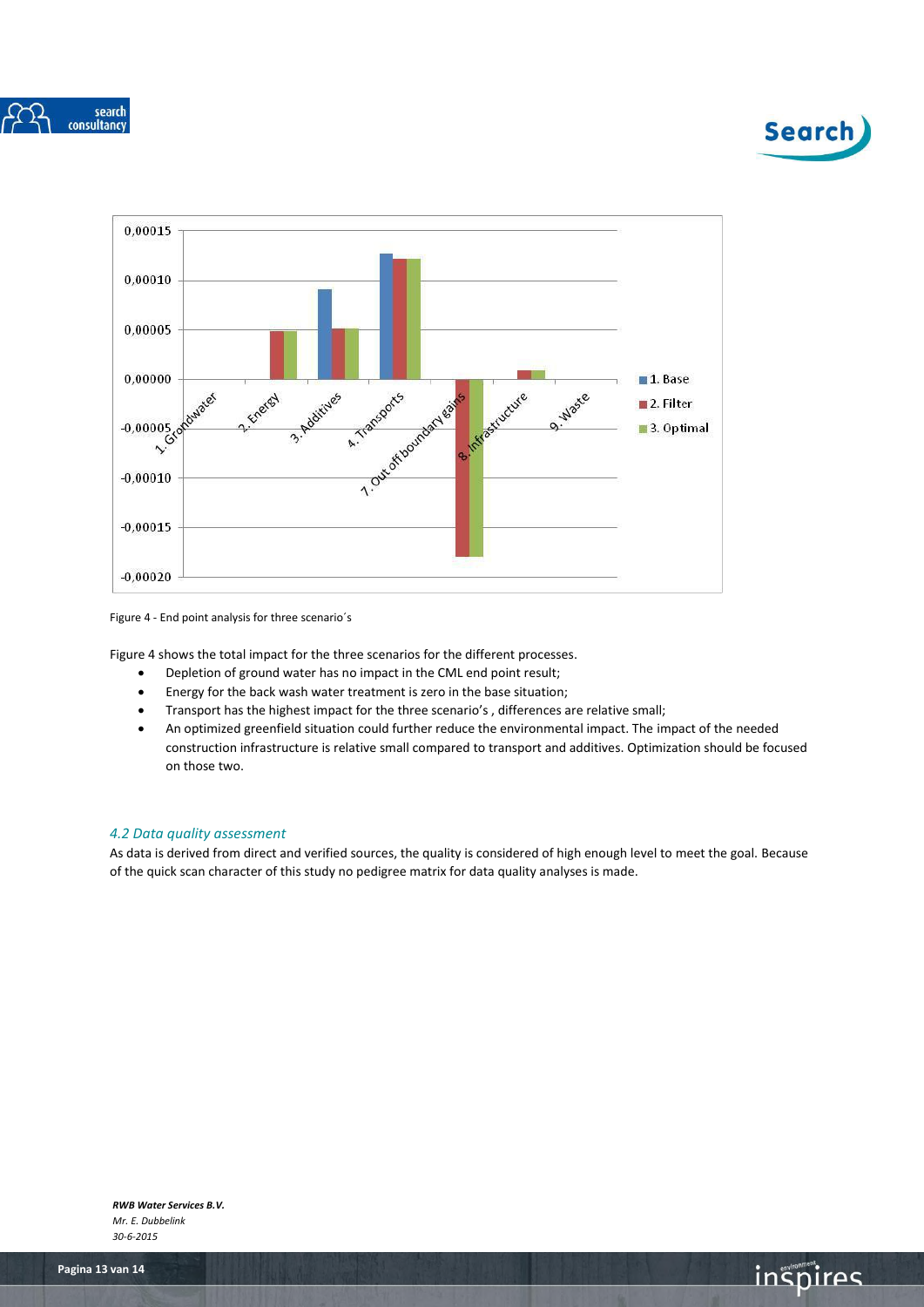Figure 4 - End point analysis for three scenario´s

Figure 4 shows the total impact for the three scenarios for the different processes.

- Depletion of ground water has no impact in the CML end point result;
- Energy for the back wash water treatment is zero in the base situation;
- Transport has the highest impact for the three scenario's , differences are relative small;
- An optimized greenfield situation could further reduce the environmental impact. The impact of the needed construction infrastructure is relative small compared to transport and additives. Optimization should be focused on those two.

### *4.2 Data quality assessment*

As data is derived from direct and verified sources, the quality is considered of high enough level to meet the goal. Because of the quick scan character of this study no pedigree matrix for data quality analyses is made.

***RWB Water Services B.V.***
*Mr. E. Dubbelink*
*30-6-2015*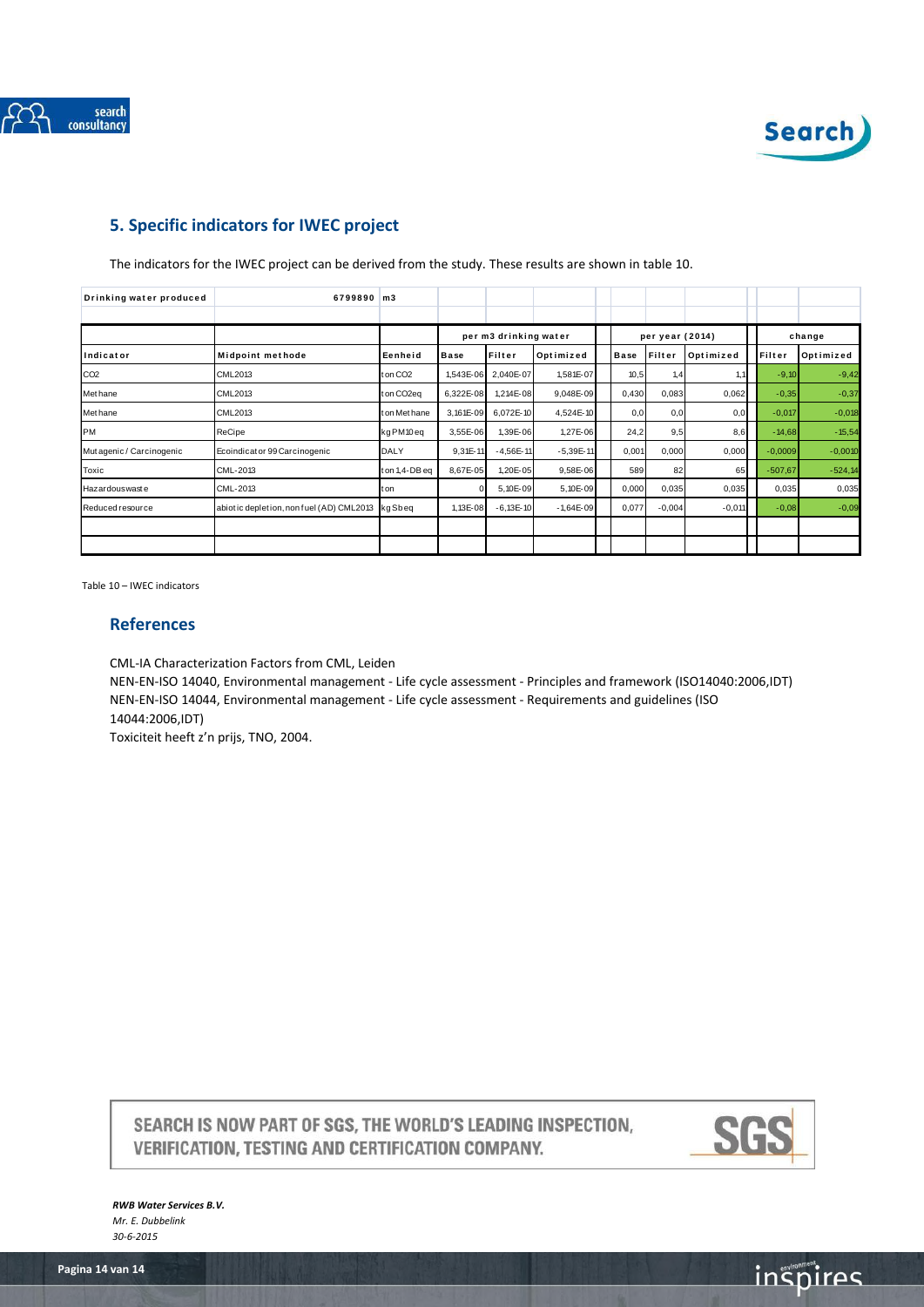## 5. Specific indicators for IWEC project

The indicators for the IWEC project can be derived from the study. These results are shown in table 10.

| Drinking water produced | 6799890 | m3 | | | | | | | | |
|---|---|---|---|---|---|---|---|---|---|---|
| | | | per m3 drinking water | | | per year (2014) | | | change | |
| Indicator | Midpoint methode | Eenheid | Base | Filter | Optimized | Base | Filter | Optimized | Filter | Optimized |
| CO2 | CML2013 | ton CO2 | 1,543E-06 | 2,040E-07 | 1,581E-07 | 10,5 | 1,4 | 1,1 | -9,10 | -9,42 |
| Methane | CML2013 | ton CO2eq | 6,322E-08 | 1,214E-08 | 9,048E-09 | 0,430 | 0,083 | 0,062 | -0,35 | -0,37 |
| Methane | CML2013 | ton Methane | 3,161E-09 | 6,072E-10 | 4,524E-10 | 0,0 | 0,0 | 0,0 | -0,017 | -0,018 |
| PM | ReCipe | kg PM10 eq | 3,55E-06 | 1,39E-06 | 1,27E-06 | 24,2 | 9,5 | 8,6 | -14,68 | -15,54 |
| Mutagenic / Carcinogenic | Ecoindicator 99 Carcinogenic | DALY | 9,31E-11 | -4,56E-11 | -5,39E-11 | 0,001 | 0,000 | 0,000 | -0,0009 | -0,0010 |
| Toxic | CML-2013 | ton 1,4-DB eq | 8,67E-05 | 1,20E-05 | 9,58E-06 | 589 | 82 | 65 | -507,67 | -524,14 |
| Hazardouswaste | CML-2013 | ton | 0 | 5,10E-09 | 5,10E-09 | 0,000 | 0,035 | 0,035 | 0,035 | 0,035 |
| Reduced resource | abiotic depletion, non fuel (AD) CML2013 | kg Sb eq | 1,13E-08 | -6,13E-10 | -1,64E-09 | 0,077 | -0,004 | -0,011 | -0,08 | -0,09 |

Table 10 – IWEC indicators

## References

CML-IA Characterization Factors from CML, Leiden
NEN-EN-ISO 14040, Environmental management - Life cycle assessment - Principles and framework (ISO14040:2006,IDT)
NEN-EN-ISO 14044, Environmental management - Life cycle assessment - Requirements and guidelines (ISO 14044:2006,IDT)
Toxiciteit heeft z'n prijs, TNO, 2004.

SEARCH IS NOW PART OF SGS, THE WORLD'S LEADING INSPECTION, VERIFICATION, TESTING AND CERTIFICATION COMPANY.

*RWB Water Services B.V.*
*Mr. E. Dubbelink*
*30-6-2015*